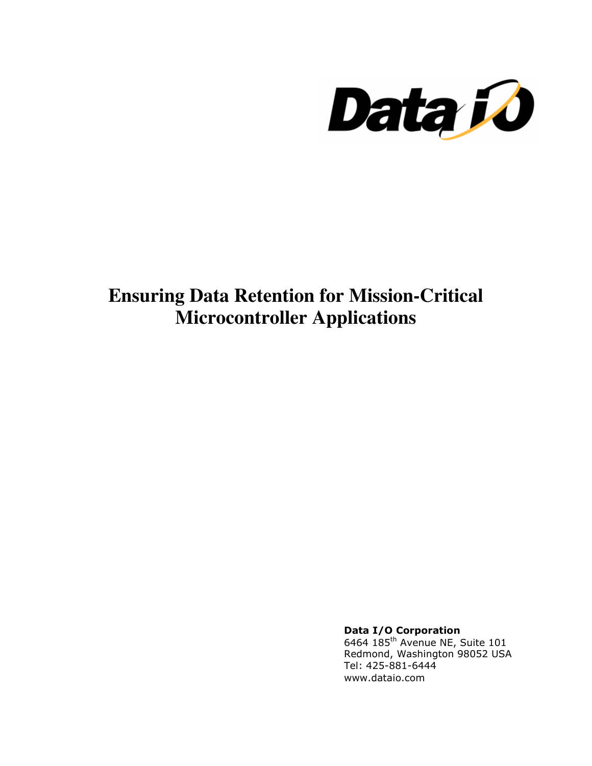Data I/O

# Ensuring Data Retention for Mission-Critical Microcontroller Applications

**Data I/O Corporation**
6464 185th Avenue NE, Suite 101
Redmond, Washington 98052 USA
Tel: 425-881-6444
www.dataio.com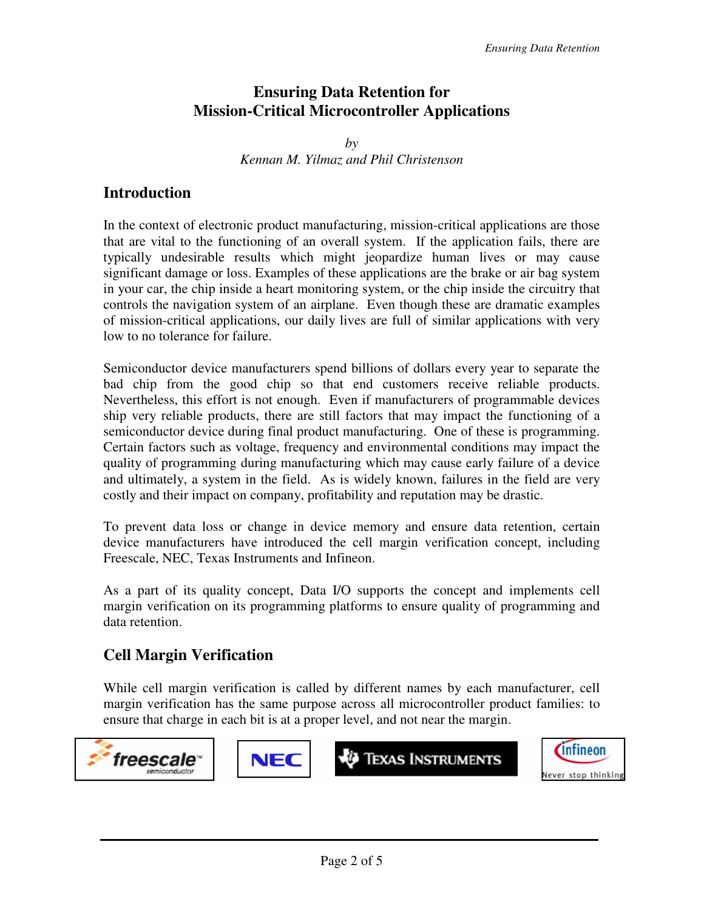# Ensuring Data Retention for Mission-Critical Microcontroller Applications

*by*
*Kennan M. Yilmaz and Phil Christenson*

## Introduction

In the context of electronic product manufacturing, mission-critical applications are those that are vital to the functioning of an overall system. If the application fails, there are typically undesirable results which might jeopardize human lives or may cause significant damage or loss. Examples of these applications are the brake or air bag system in your car, the chip inside a heart monitoring system, or the chip inside the circuitry that controls the navigation system of an airplane. Even though these are dramatic examples of mission-critical applications, our daily lives are full of similar applications with very low to no tolerance for failure.

Semiconductor device manufacturers spend billions of dollars every year to separate the bad chip from the good chip so that end customers receive reliable products. Nevertheless, this effort is not enough. Even if manufacturers of programmable devices ship very reliable products, there are still factors that may impact the functioning of a semiconductor device during final product manufacturing. One of these is programming. Certain factors such as voltage, frequency and environmental conditions may impact the quality of programming during manufacturing which may cause early failure of a device and ultimately, a system in the field. As is widely known, failures in the field are very costly and their impact on company, profitability and reputation may be drastic.

To prevent data loss or change in device memory and ensure data retention, certain device manufacturers have introduced the cell margin verification concept, including Freescale, NEC, Texas Instruments and Infineon.

As a part of its quality concept, Data I/O supports the concept and implements cell margin verification on its programming platforms to ensure quality of programming and data retention.

## Cell Margin Verification

While cell margin verification is called by different names by each manufacturer, cell margin verification has the same purpose across all microcontroller product families: to ensure that charge in each bit is at a proper level, and not near the margin.

freescale semiconductor | NEC | Texas Instruments | Infineon Never stop thinking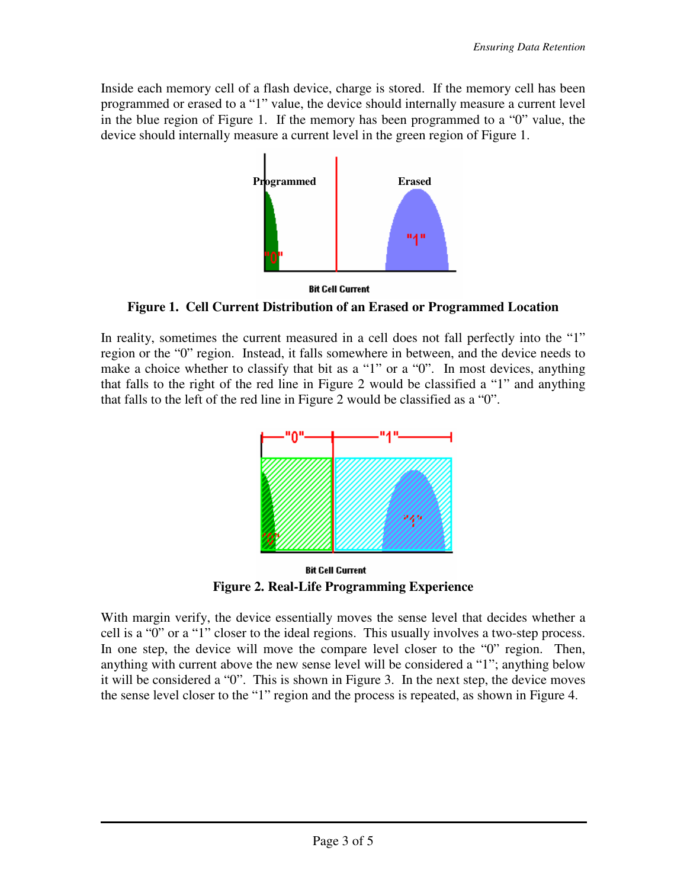Inside each memory cell of a flash device, charge is stored. If the memory cell has been programmed or erased to a "1" value, the device should internally measure a current level in the blue region of Figure 1. If the memory has been programmed to a "0" value, the device should internally measure a current level in the green region of Figure 1.

**Figure 1. Cell Current Distribution of an Erased or Programmed Location**

In reality, sometimes the current measured in a cell does not fall perfectly into the "1" region or the "0" region. Instead, it falls somewhere in between, and the device needs to make a choice whether to classify that bit as a "1" or a "0". In most devices, anything that falls to the right of the red line in Figure 2 would be classified a "1" and anything that falls to the left of the red line in Figure 2 would be classified as a "0".

**Figure 2. Real-Life Programming Experience**

With margin verify, the device essentially moves the sense level that decides whether a cell is a "0" or a "1" closer to the ideal regions. This usually involves a two-step process. In one step, the device will move the compare level closer to the "0" region. Then, anything with current above the new sense level will be considered a "1"; anything below it will be considered a "0". This is shown in Figure 3. In the next step, the device moves the sense level closer to the "1" region and the process is repeated, as shown in Figure 4.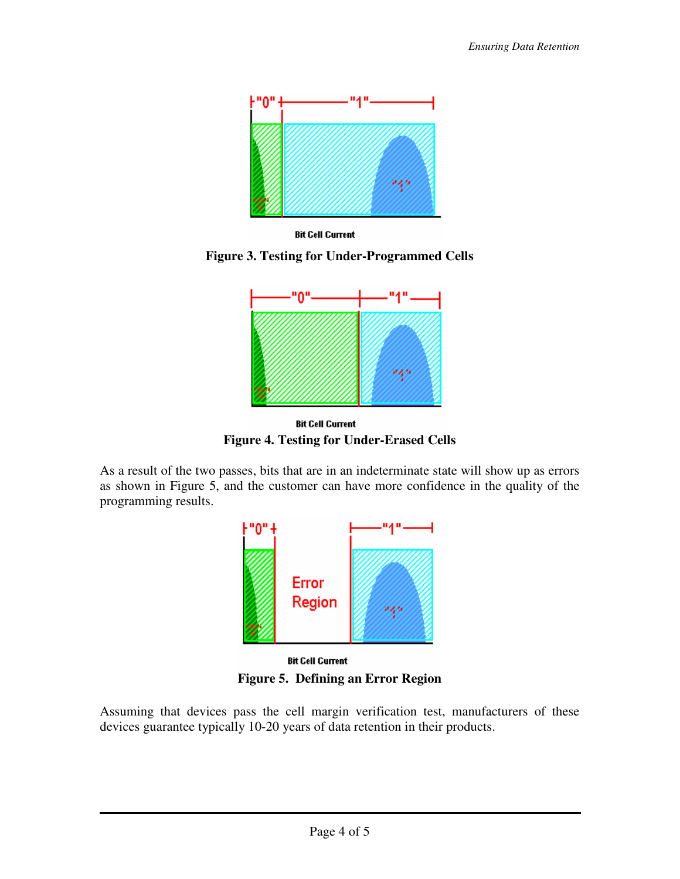**Figure 3. Testing for Under-Programmed Cells**

**Figure 4. Testing for Under-Erased Cells**

As a result of the two passes, bits that are in an indeterminate state will show up as errors as shown in Figure 5, and the customer can have more confidence in the quality of the programming results.

**Figure 5. Defining an Error Region**

Assuming that devices pass the cell margin verification test, manufacturers of these devices guarantee typically 10-20 years of data retention in their products.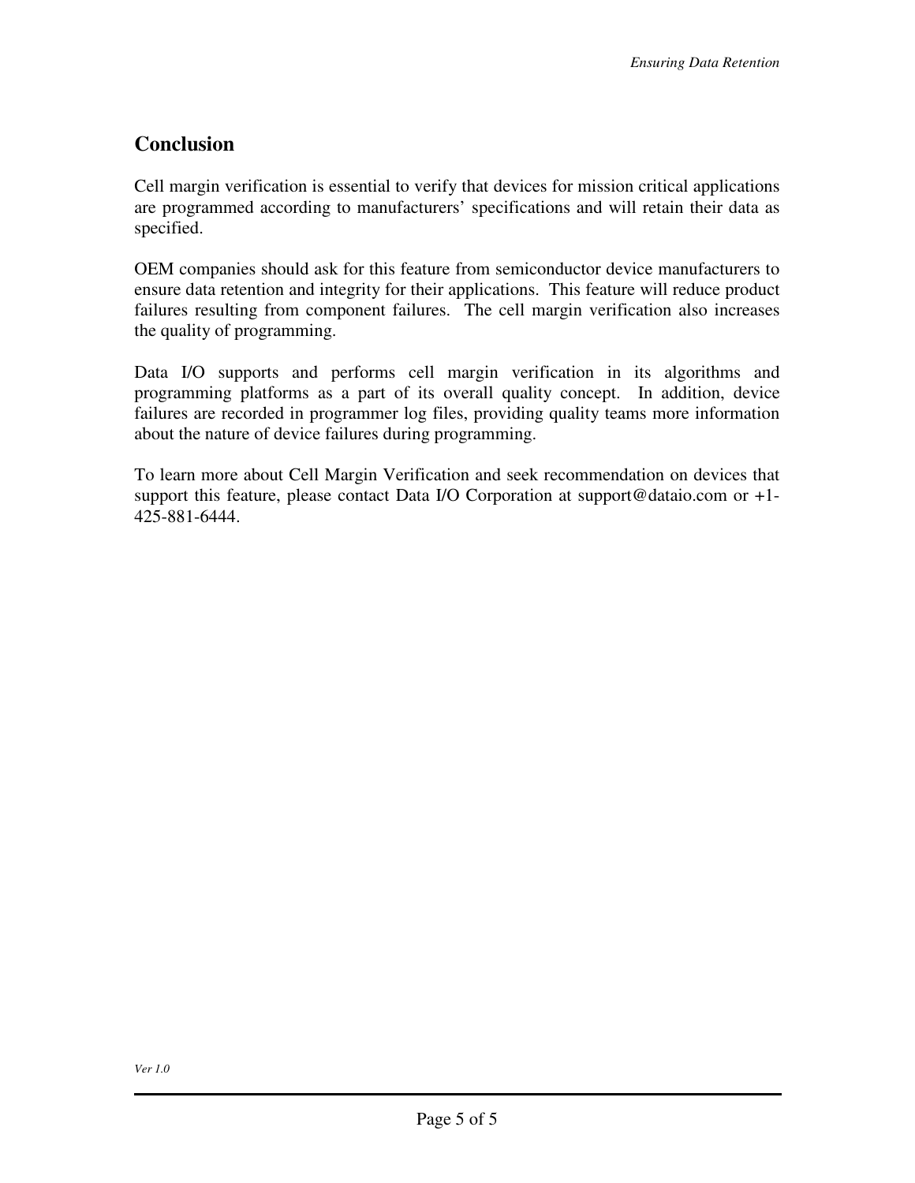## Conclusion

Cell margin verification is essential to verify that devices for mission critical applications are programmed according to manufacturers' specifications and will retain their data as specified.

OEM companies should ask for this feature from semiconductor device manufacturers to ensure data retention and integrity for their applications. This feature will reduce product failures resulting from component failures. The cell margin verification also increases the quality of programming.

Data I/O supports and performs cell margin verification in its algorithms and programming platforms as a part of its overall quality concept. In addition, device failures are recorded in programmer log files, providing quality teams more information about the nature of device failures during programming.

To learn more about Cell Margin Verification and seek recommendation on devices that support this feature, please contact Data I/O Corporation at support@dataio.com or +1-425-881-6444.